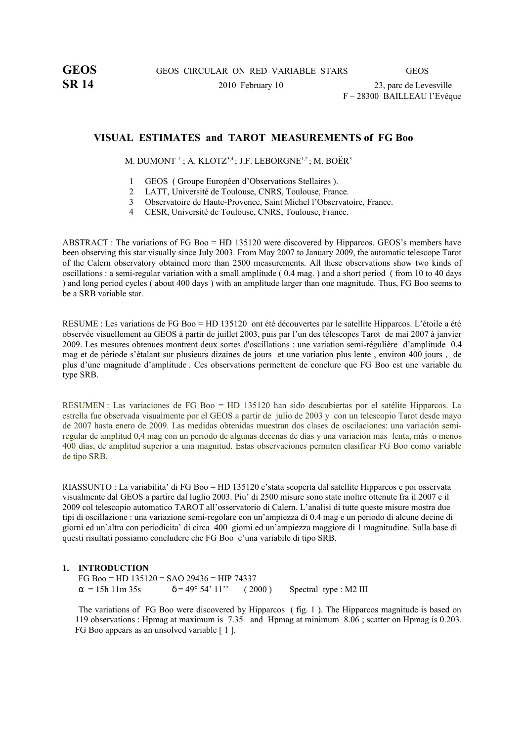**GEOS** GEOS CIRCULAR ON RED VARIABLE STARS GEOS

**SR 14** 2010 February 10 23, parc de Levesville
F – 28300 BAILLEAU l'Evêque

# VISUAL ESTIMATES and TAROT MEASUREMENTS of FG Boo

M. DUMONT [1] ; A. KLOTZ[3,4] ; J.F. LEBORGNE[1,2] ; M. BOËR[3]

1. GEOS ( Groupe Européen d'Observations Stellaires ).
2. LATT, Université de Toulouse, CNRS, Toulouse, France.
3. Observatoire de Haute-Provence, Saint Michel l'Observatoire, France.
4. CESR, Université de Toulouse, CNRS, Toulouse, France.

ABSTRACT : The variations of FG Boo = HD 135120 were discovered by Hipparcos. GEOS's members have been observing this star visually since July 2003. From May 2007 to January 2009, the automatic telescope Tarot of the Calern observatory obtained more than 2500 measurements. All these observations show two kinds of oscillations : a semi-regular variation with a small amplitude ( 0.4 mag. ) and a short period ( from 10 to 40 days ) and long period cycles ( about 400 days ) with an amplitude larger than one magnitude. Thus, FG Boo seems to be a SRB variable star.

RESUME : Les variations de FG Boo = HD 135120 ont été découvertes par le satellite Hipparcos. L'étoile a été observée visuellement au GEOS à partir de juillet 2003, puis par l'un des télescopes Tarot de mai 2007 à janvier 2009. Les mesures obtenues montrent deux sortes d'oscillations : une variation semi-régulière d'amplitude 0.4 mag et de période s'étalant sur plusieurs dizaines de jours et une variation plus lente , environ 400 jours , de plus d'une magnitude d'amplitude . Ces observations permettent de conclure que FG Boo est une variable du type SRB.

RESUMEN : Las variaciones de FG Boo = HD 135120 han sido descubiertas por el satélite Hipparcos. La estrella fue observada visualmente por el GEOS a partir de julio de 2003 y con un telescopio Tarot desde mayo de 2007 hasta enero de 2009. Las medidas obtenidas muestran dos clases de oscilaciones: una variación semi-regular de amplitud 0,4 mag con un periodo de algunas decenas de días y una variación más lenta, más o menos 400 días, de amplitud superior a una magnitud. Estas observaciones permiten clasificar FG Boo como variable de tipo SRB.

RIASSUNTO : La variabilita' di FG Boo = HD 135120 e'stata scoperta dal satellite Hipparcos e poi osservata visualmente dal GEOS a partire dal luglio 2003. Piu' di 2500 misure sono state inoltre ottenute fra il 2007 e il 2009 col telescopio automatico TAROT all'osservatorio di Calern. L'analisi di tutte queste misure mostra due tipi di oscillazione : una variazione semi-regolare con un'ampiezza di 0.4 mag e un periodo di alcune decine di giorni ed un'altra con periodicita' di circa 400 giorni ed un'ampiezza maggiore di 1 magnitudine. Sulla base di questi risultati possiamo concludere che FG Boo e'una variabile di tipo SRB.

## 1. INTRODUCTION

FG Boo = HD 135120 = SAO 29436 = HIP 74337

$\alpha$ = 15h 11m 35s $\delta$ = 49° 54' 11'' ( 2000 ) Spectral type : M2 III

The variations of FG Boo were discovered by Hipparcos ( fig. 1 ). The Hipparcos magnitude is based on 119 observations : Hpmag at maximum is 7.35 and Hpmag at minimum 8.06 ; scatter on Hpmag is 0.203. FG Boo appears as an unsolved variable [ 1 ].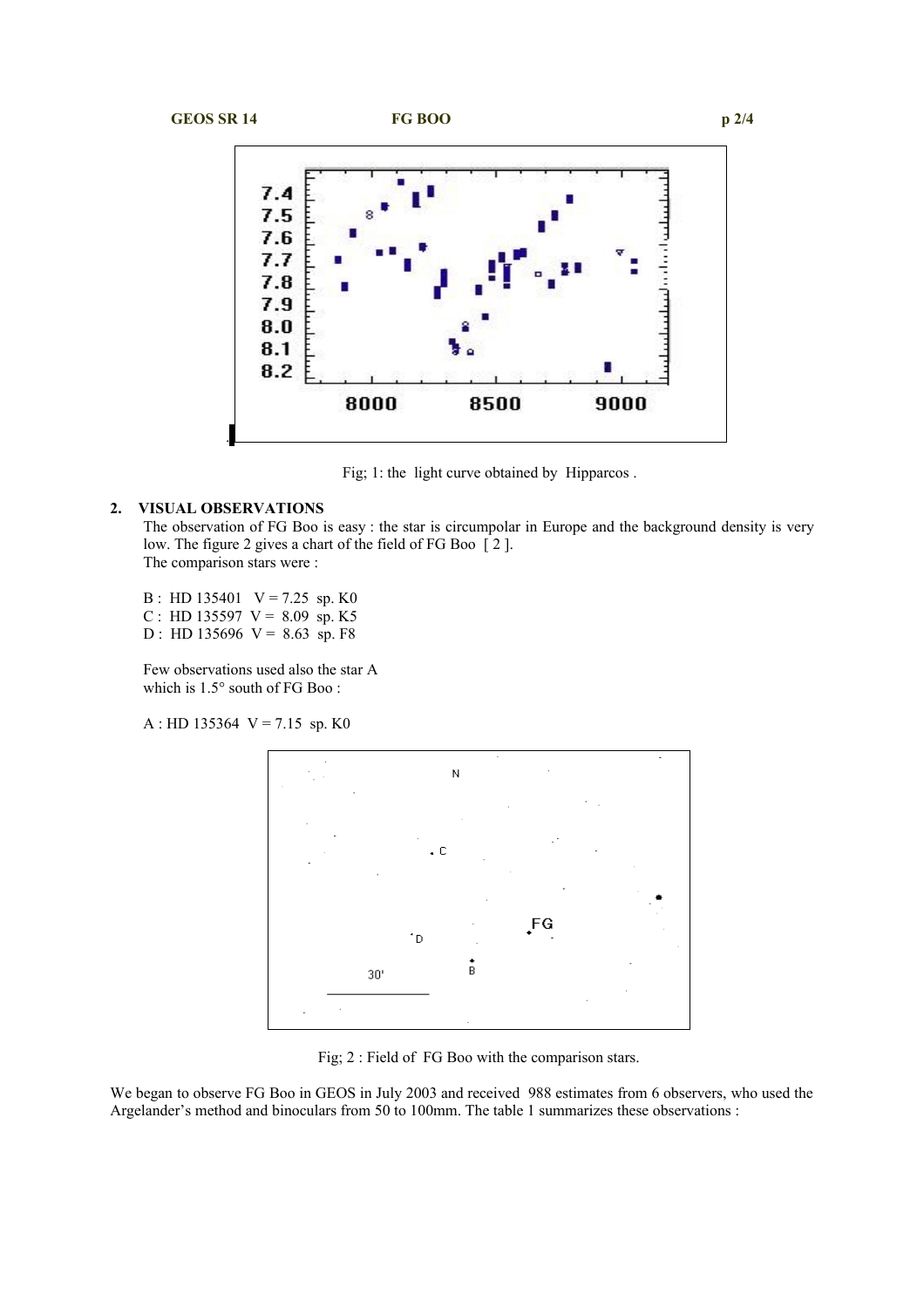Fig; 1: the light curve obtained by Hipparcos .

## 2. VISUAL OBSERVATIONS

The observation of FG Boo is easy : the star is circumpolar in Europe and the background density is very low. The figure 2 gives a chart of the field of FG Boo [ 2 ].
The comparison stars were :

B : HD 135401 V = 7.25 sp. K0
C : HD 135597 V = 8.09 sp. K5
D : HD 135696 V = 8.63 sp. F8

Few observations used also the star A which is 1.5° south of FG Boo :

A : HD 135364 V = 7.15 sp. K0

Fig; 2 : Field of FG Boo with the comparison stars.

We began to observe FG Boo in GEOS in July 2003 and received 988 estimates from 6 observers, who used the Argelander's method and binoculars from 50 to 100mm. The table 1 summarizes these observations :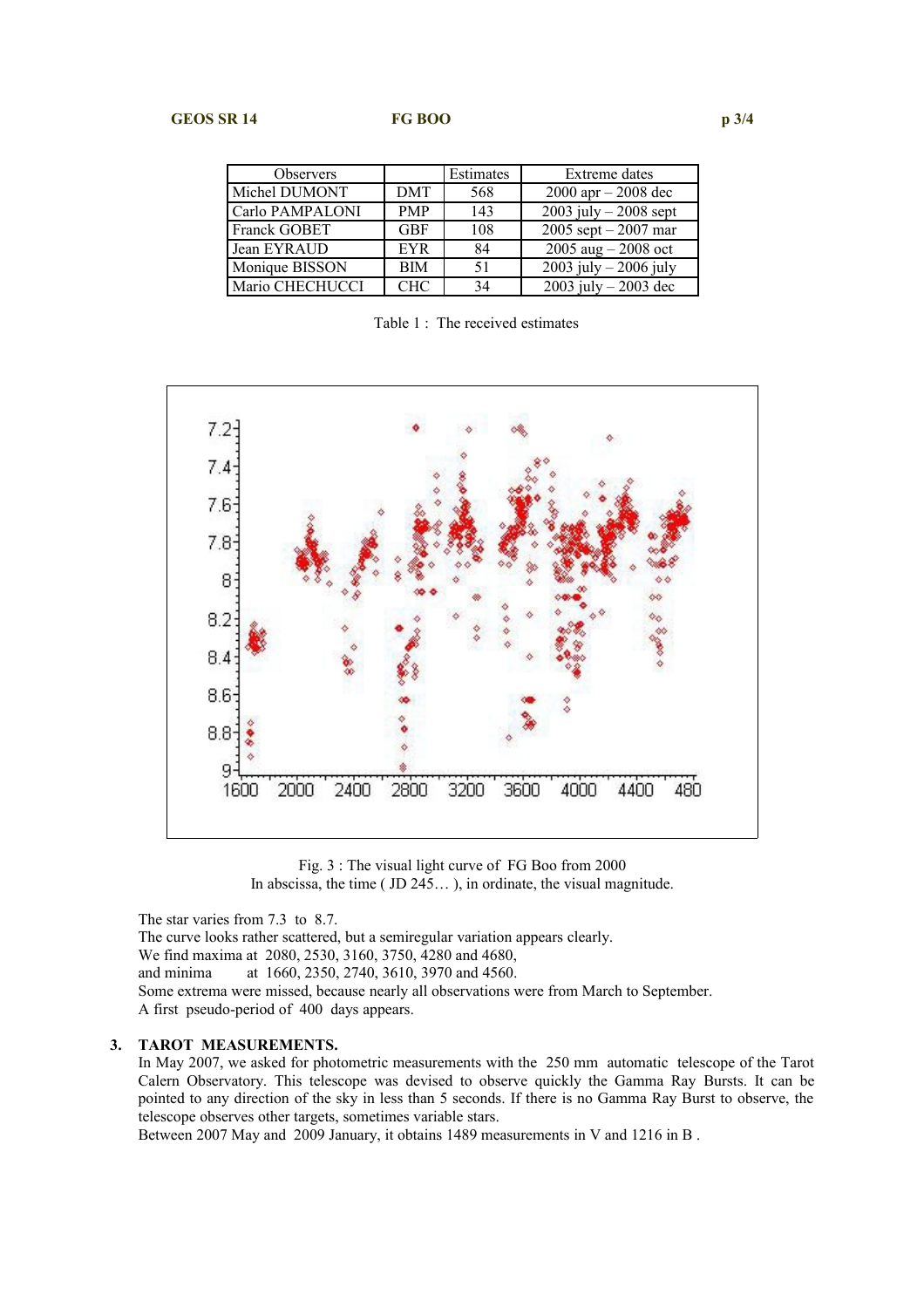| Observers | | Estimates | Extreme dates |
|---|---|---|---|
| Michel DUMONT | DMT | 568 | 2000 apr – 2008 dec |
| Carlo PAMPALONI | PMP | 143 | 2003 july – 2008 sept |
| Franck GOBET | GBF | 108 | 2005 sept – 2007 mar |
| Jean EYRAUD | EYR | 84 | 2005 aug – 2008 oct |
| Monique BISSON | BIM | 51 | 2003 july – 2006 july |
| Mario CHECHUCCI | CHC | 34 | 2003 july – 2003 dec |

Table 1 : The received estimates

Fig. 3 : The visual light curve of FG Boo from 2000
In abscissa, the time ( JD 245… ), in ordinate, the visual magnitude.

The star varies from 7.3 to 8.7.
The curve looks rather scattered, but a semiregular variation appears clearly.
We find maxima at 2080, 2530, 3160, 3750, 4280 and 4680,
and minima at 1660, 2350, 2740, 3610, 3970 and 4560.
Some extrema were missed, because nearly all observations were from March to September.
A first pseudo-period of 400 days appears.

## 3. TAROT MEASUREMENTS.

In May 2007, we asked for photometric measurements with the 250 mm automatic telescope of the Tarot Calern Observatory. This telescope was devised to observe quickly the Gamma Ray Bursts. It can be pointed to any direction of the sky in less than 5 seconds. If there is no Gamma Ray Burst to observe, the telescope observes other targets, sometimes variable stars.
Between 2007 May and 2009 January, it obtains 1489 measurements in V and 1216 in B .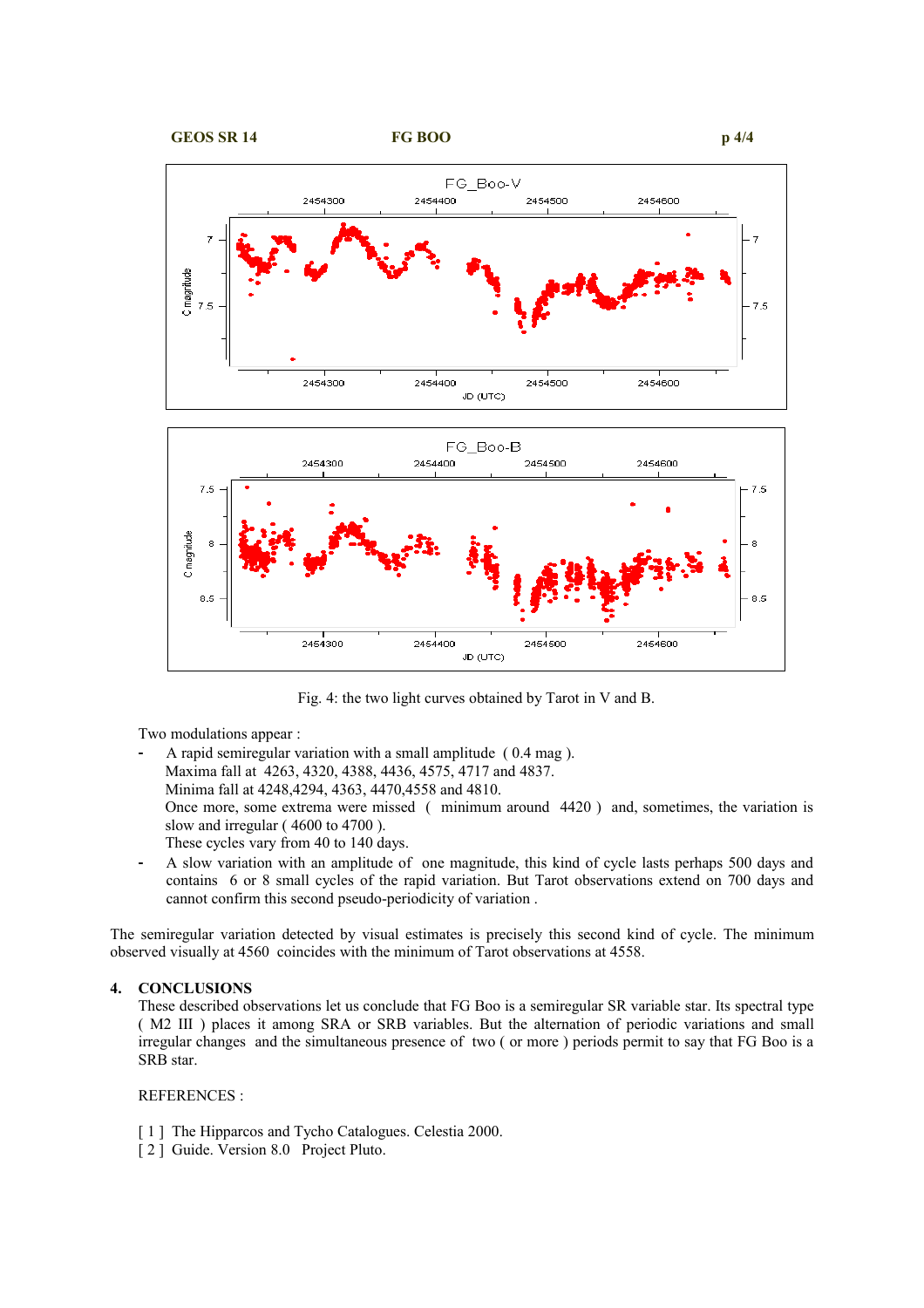FG_Boo-V

2454300 2454400 2454500 2454600

7

7.5

C magnitude

JD (UTC)

FG_Boo-B

2454300 2454400 2454500 2454600

7.5

8

8.5

C magnitude

JD (UTC)

Fig. 4: the two light curves obtained by Tarot in V and B.

Two modulations appear :

- A rapid semiregular variation with a small amplitude ( 0.4 mag ).
  Maxima fall at 4263, 4320, 4388, 4436, 4575, 4717 and 4837.
  Minima fall at 4248,4294, 4363, 4470,4558 and 4810.
  Once more, some extrema were missed ( minimum around 4420 ) and, sometimes, the variation is slow and irregular ( 4600 to 4700 ).
  These cycles vary from 40 to 140 days.
- A slow variation with an amplitude of one magnitude, this kind of cycle lasts perhaps 500 days and contains 6 or 8 small cycles of the rapid variation. But Tarot observations extend on 700 days and cannot confirm this second pseudo-periodicity of variation .

The semiregular variation detected by visual estimates is precisely this second kind of cycle. The minimum observed visually at 4560 coincides with the minimum of Tarot observations at 4558.

## 4. CONCLUSIONS

These described observations let us conclude that FG Boo is a semiregular SR variable star. Its spectral type ( M2 III ) places it among SRA or SRB variables. But the alternation of periodic variations and small irregular changes and the simultaneous presence of two ( or more ) periods permit to say that FG Boo is a SRB star.

REFERENCES :

[ 1 ] The Hipparcos and Tycho Catalogues. Celestia 2000.
[ 2 ] Guide. Version 8.0 Project Pluto.